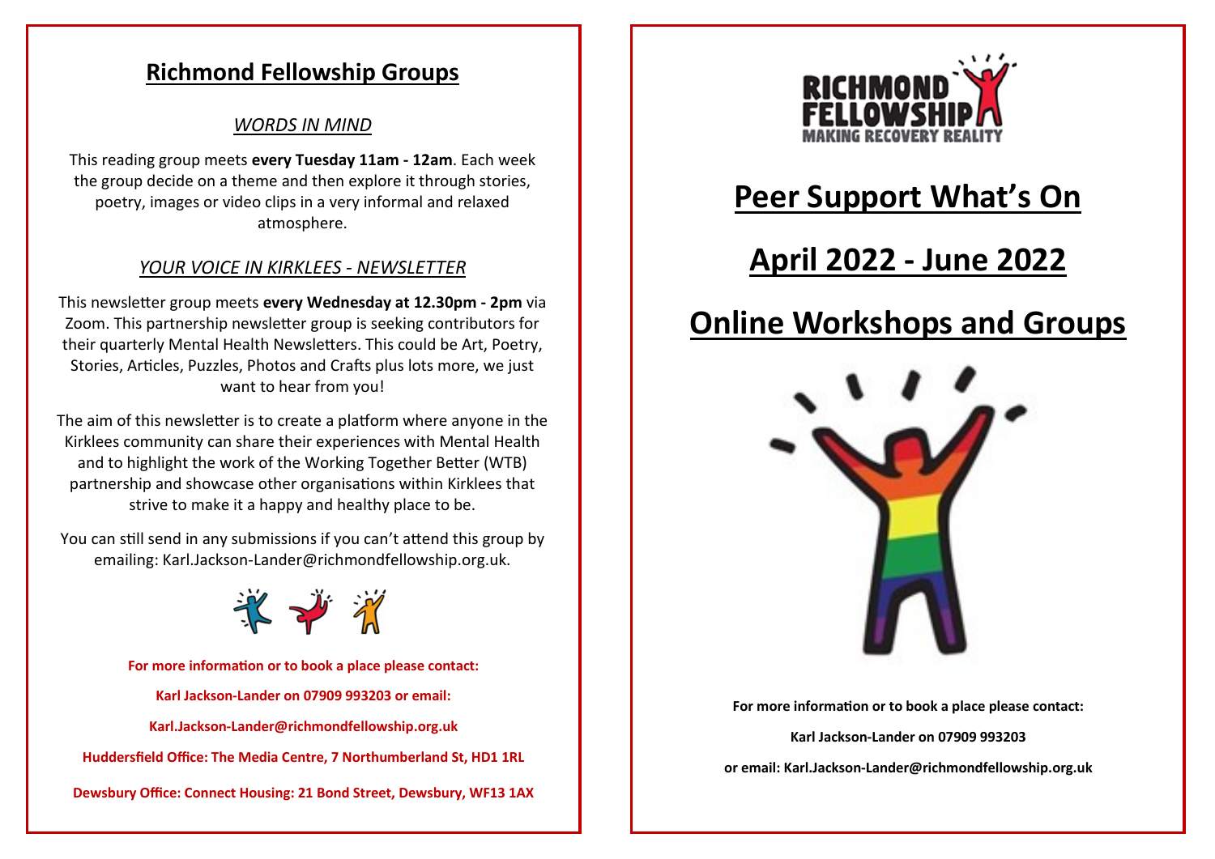## Richmond Fellowship Groups

### *WORDS IN MIND*

This reading group meets **every Tuesday 11am - 12am**. Each week the group decide on a theme and then explore it through stories, poetry, images or video clips in a very informal and relaxed atmosphere.

### *YOUR VOICE IN KIRKLEES - NEWSLETTER*

This newsletter group meets **every Wednesday at 12.30pm - 2pm** via Zoom. This partnership newsletter group is seeking contributors for their quarterly Mental Health Newsletters. This could be Art, Poetry, Stories, Articles, Puzzles, Photos and Crafts plus lots more, we just want to hear from you!

The aim of this newsletter is to create a platform where anyone in the Kirklees community can share their experiences with Mental Health and to highlight the work of the Working Together Better (WTB) partnership and showcase other organisations within Kirklees that strive to make it a happy and healthy place to be.

You can still send in any submissions if you can't attend this group by emailing: Karl.Jackson-Lander@richmondfellowship.org.uk.

**For more information or to book a place please contact:**

**Karl Jackson-Lander on 07909 993203 or email:**

**Karl.Jackson-Lander@richmondfellowship.org.uk**

**Huddersfield Office: The Media Centre, 7 Northumberland St, HD1 1RL**

**Dewsbury Office: Connect Housing: 21 Bond Street, Dewsbury, WF13 1AX**

RICHMOND FELLOWSHIP
MAKING RECOVERY REALITY

# Peer Support What's On

# April 2022 - June 2022

# Online Workshops and Groups

**For more information or to book a place please contact:**

**Karl Jackson-Lander on 07909 993203**

**or email: Karl.Jackson-Lander@richmondfellowship.org.uk**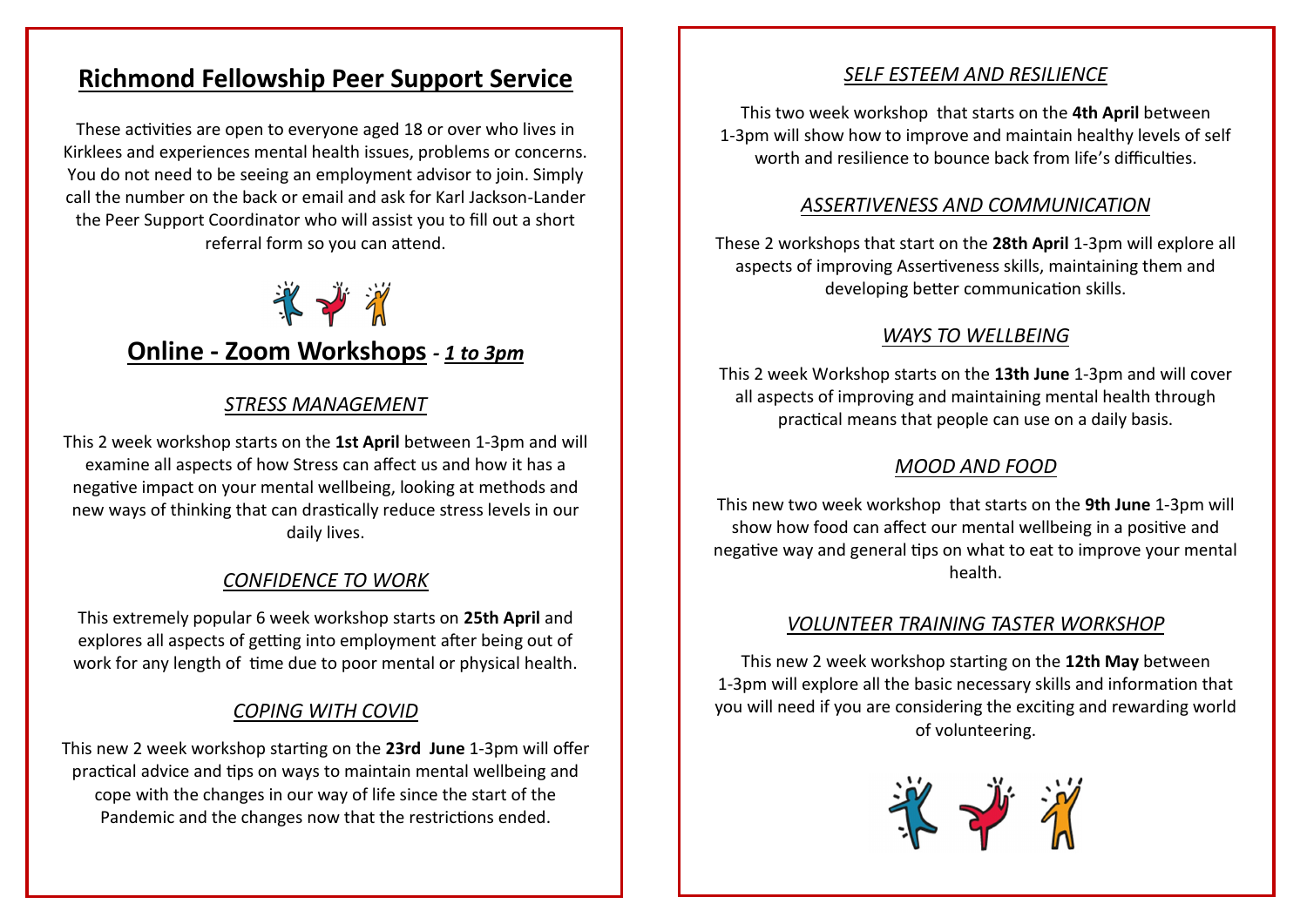# Richmond Fellowship Peer Support Service

These activities are open to everyone aged 18 or over who lives in Kirklees and experiences mental health issues, problems or concerns. You do not need to be seeing an employment advisor to join. Simply call the number on the back or email and ask for Karl Jackson-Lander the Peer Support Coordinator who will assist you to fill out a short referral form so you can attend.

## Online - Zoom Workshops *- 1 to 3pm*

### *STRESS MANAGEMENT*

This 2 week workshop starts on the **1st April** between 1-3pm and will examine all aspects of how Stress can affect us and how it has a negative impact on your mental wellbeing, looking at methods and new ways of thinking that can drastically reduce stress levels in our daily lives.

### *CONFIDENCE TO WORK*

This extremely popular 6 week workshop starts on **25th April** and explores all aspects of getting into employment after being out of work for any length of time due to poor mental or physical health.

### *COPING WITH COVID*

This new 2 week workshop starting on the **23rd June** 1-3pm will offer practical advice and tips on ways to maintain mental wellbeing and cope with the changes in our way of life since the start of the Pandemic and the changes now that the restrictions ended.

### *SELF ESTEEM AND RESILIENCE*

This two week workshop that starts on the **4th April** between 1-3pm will show how to improve and maintain healthy levels of self worth and resilience to bounce back from life's difficulties.

### *ASSERTIVENESS AND COMMUNICATION*

These 2 workshops that start on the **28th April** 1-3pm will explore all aspects of improving Assertiveness skills, maintaining them and developing better communication skills.

### *WAYS TO WELLBEING*

This 2 week Workshop starts on the **13th June** 1-3pm and will cover all aspects of improving and maintaining mental health through practical means that people can use on a daily basis.

### *MOOD AND FOOD*

This new two week workshop that starts on the **9th June** 1-3pm will show how food can affect our mental wellbeing in a positive and negative way and general tips on what to eat to improve your mental health.

### *VOLUNTEER TRAINING TASTER WORKSHOP*

This new 2 week workshop starting on the **12th May** between 1-3pm will explore all the basic necessary skills and information that you will need if you are considering the exciting and rewarding world of volunteering.